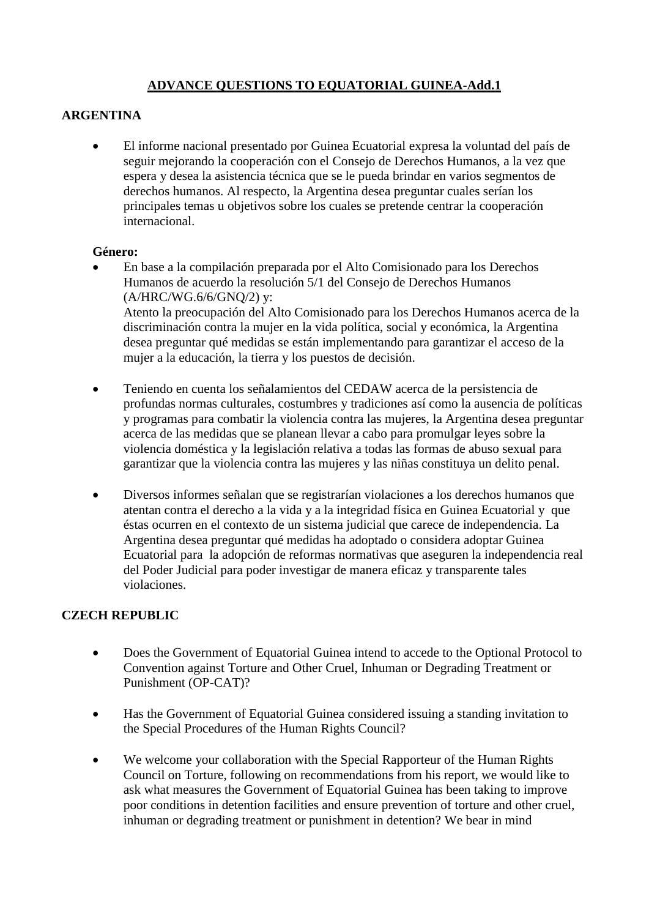# ADVANCE QUESTIONS TO EQUATORIAL GUINEA-Add.1

## ARGENTINA

- El informe nacional presentado por Guinea Ecuatorial expresa la voluntad del país de seguir mejorando la cooperación con el Consejo de Derechos Humanos, a la vez que espera y desea la asistencia técnica que se le pueda brindar en varios segmentos de derechos humanos. Al respecto, la Argentina desea preguntar cuales serían los principales temas u objetivos sobre los cuales se pretende centrar la cooperación internacional.

**Género:**

- En base a la compilación preparada por el Alto Comisionado para los Derechos Humanos de acuerdo la resolución 5/1 del Consejo de Derechos Humanos (A/HRC/WG.6/6/GNQ/2) y:
  Atento la preocupación del Alto Comisionado para los Derechos Humanos acerca de la discriminación contra la mujer en la vida política, social y económica, la Argentina desea preguntar qué medidas se están implementando para garantizar el acceso de la mujer a la educación, la tierra y los puestos de decisión.

- Teniendo en cuenta los señalamientos del CEDAW acerca de la persistencia de profundas normas culturales, costumbres y tradiciones así como la ausencia de políticas y programas para combatir la violencia contra las mujeres, la Argentina desea preguntar acerca de las medidas que se planean llevar a cabo para promulgar leyes sobre la violencia doméstica y la legislación relativa a todas las formas de abuso sexual para garantizar que la violencia contra las mujeres y las niñas constituya un delito penal.

- Diversos informes señalan que se registrarían violaciones a los derechos humanos que atentan contra el derecho a la vida y a la integridad física en Guinea Ecuatorial y que éstas ocurren en el contexto de un sistema judicial que carece de independencia. La Argentina desea preguntar qué medidas ha adoptado o considera adoptar Guinea Ecuatorial para la adopción de reformas normativas que aseguren la independencia real del Poder Judicial para poder investigar de manera eficaz y transparente tales violaciones.

## CZECH REPUBLIC

- Does the Government of Equatorial Guinea intend to accede to the Optional Protocol to Convention against Torture and Other Cruel, Inhuman or Degrading Treatment or Punishment (OP-CAT)?

- Has the Government of Equatorial Guinea considered issuing a standing invitation to the Special Procedures of the Human Rights Council?

- We welcome your collaboration with the Special Rapporteur of the Human Rights Council on Torture, following on recommendations from his report, we would like to ask what measures the Government of Equatorial Guinea has been taking to improve poor conditions in detention facilities and ensure prevention of torture and other cruel, inhuman or degrading treatment or punishment in detention? We bear in mind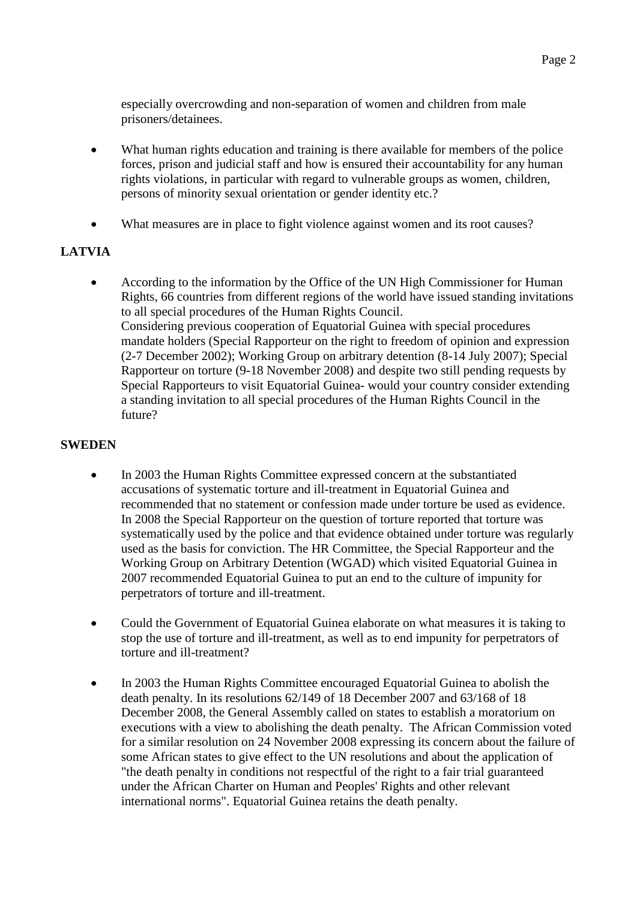especially overcrowding and non-separation of women and children from male prisoners/detainees.

- What human rights education and training is there available for members of the police forces, prison and judicial staff and how is ensured their accountability for any human rights violations, in particular with regard to vulnerable groups as women, children, persons of minority sexual orientation or gender identity etc.?

- What measures are in place to fight violence against women and its root causes?

**LATVIA**

- According to the information by the Office of the UN High Commissioner for Human Rights, 66 countries from different regions of the world have issued standing invitations to all special procedures of the Human Rights Council.
  Considering previous cooperation of Equatorial Guinea with special procedures mandate holders (Special Rapporteur on the right to freedom of opinion and expression (2-7 December 2002); Working Group on arbitrary detention (8-14 July 2007); Special Rapporteur on torture (9-18 November 2008) and despite two still pending requests by Special Rapporteurs to visit Equatorial Guinea- would your country consider extending a standing invitation to all special procedures of the Human Rights Council in the future?

**SWEDEN**

- In 2003 the Human Rights Committee expressed concern at the substantiated accusations of systematic torture and ill-treatment in Equatorial Guinea and recommended that no statement or confession made under torture be used as evidence. In 2008 the Special Rapporteur on the question of torture reported that torture was systematically used by the police and that evidence obtained under torture was regularly used as the basis for conviction. The HR Committee, the Special Rapporteur and the Working Group on Arbitrary Detention (WGAD) which visited Equatorial Guinea in 2007 recommended Equatorial Guinea to put an end to the culture of impunity for perpetrators of torture and ill-treatment.

- Could the Government of Equatorial Guinea elaborate on what measures it is taking to stop the use of torture and ill-treatment, as well as to end impunity for perpetrators of torture and ill-treatment?

- In 2003 the Human Rights Committee encouraged Equatorial Guinea to abolish the death penalty. In its resolutions 62/149 of 18 December 2007 and 63/168 of 18 December 2008, the General Assembly called on states to establish a moratorium on executions with a view to abolishing the death penalty. The African Commission voted for a similar resolution on 24 November 2008 expressing its concern about the failure of some African states to give effect to the UN resolutions and about the application of "the death penalty in conditions not respectful of the right to a fair trial guaranteed under the African Charter on Human and Peoples' Rights and other relevant international norms". Equatorial Guinea retains the death penalty.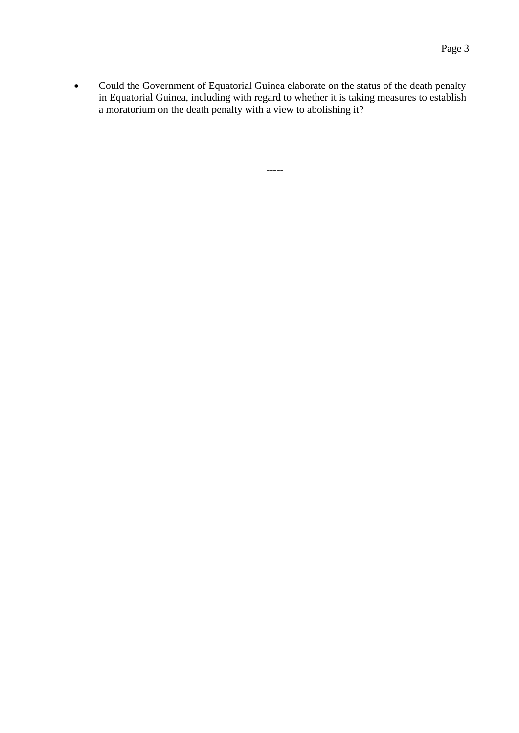- Could the Government of Equatorial Guinea elaborate on the status of the death penalty in Equatorial Guinea, including with regard to whether it is taking measures to establish a moratorium on the death penalty with a view to abolishing it?

-----